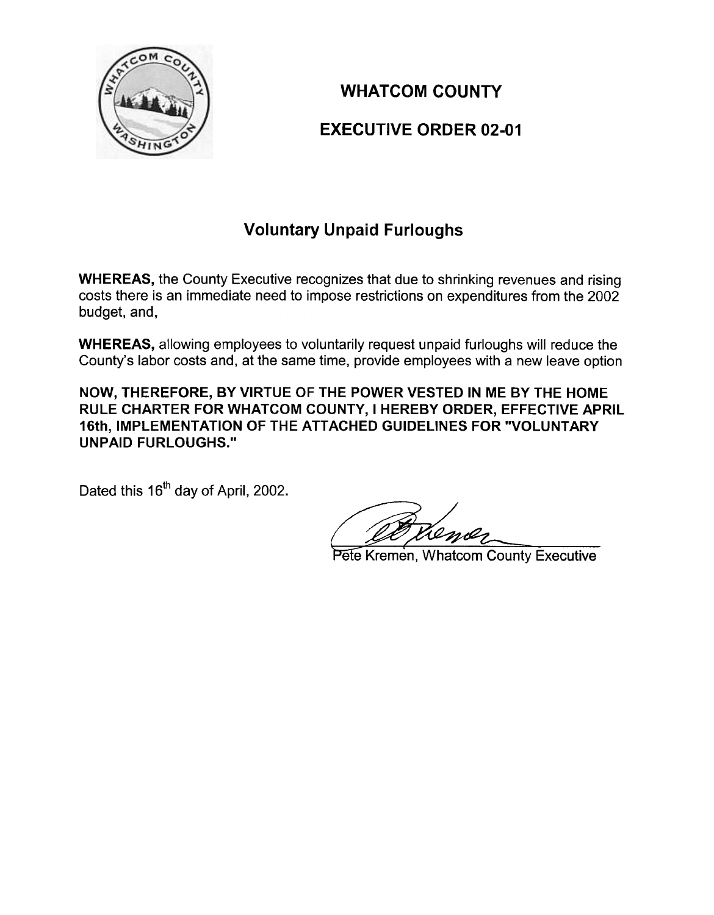# WHATCOM COUNTY

## EXECUTIVE ORDER 02-01

## Voluntary Unpaid Furloughs

**WHEREAS,** the County Executive recognizes that due to shrinking revenues and rising costs there is an immediate need to impose restrictions on expenditures from the 2002 budget, and,

**WHEREAS,** allowing employees to voluntarily request unpaid furloughs will reduce the County's labor costs and, at the same time, provide employees with a new leave option

**NOW, THEREFORE, BY VIRTUE OF THE POWER VESTED IN ME BY THE HOME RULE CHARTER FOR WHATCOM COUNTY, I HEREBY ORDER, EFFECTIVE APRIL 16th, IMPLEMENTATION OF THE ATTACHED GUIDELINES FOR "VOLUNTARY UNPAID FURLOUGHS."**

Dated this 16th day of April, 2002.

Pete Kremen, Whatcom County Executive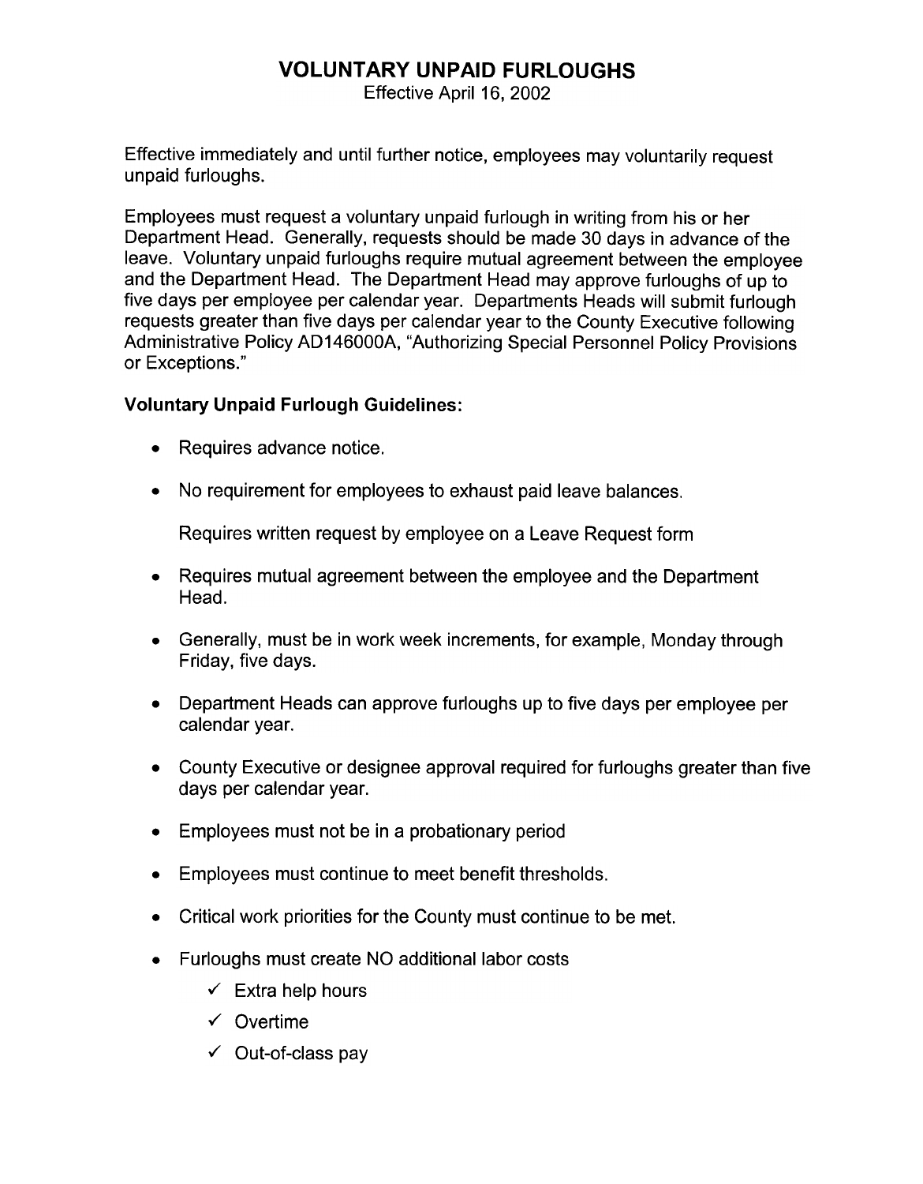# VOLUNTARY UNPAID FURLOUGHS

Effective April 16, 2002

Effective immediately and until further notice, employees may voluntarily request unpaid furloughs.

Employees must request a voluntary unpaid furlough in writing from his or her Department Head. Generally, requests should be made 30 days in advance of the leave. Voluntary unpaid furloughs require mutual agreement between the employee and the Department Head. The Department Head may approve furloughs of up to five days per employee per calendar year. Departments Heads will submit furlough requests greater than five days per calendar year to the County Executive following Administrative Policy AD146000A, "Authorizing Special Personnel Policy Provisions or Exceptions."

**Voluntary Unpaid Furlough Guidelines:**

- Requires advance notice.
- No requirement for employees to exhaust paid leave balances.

  Requires written request by employee on a Leave Request form
- Requires mutual agreement between the employee and the Department Head.
- Generally, must be in work week increments, for example, Monday through Friday, five days.
- Department Heads can approve furloughs up to five days per employee per calendar year.
- County Executive or designee approval required for furloughs greater than five days per calendar year.
- Employees must not be in a probationary period
- Employees must continue to meet benefit thresholds.
- Critical work priorities for the County must continue to be met.
- Furloughs must create NO additional labor costs
  - ✓ Extra help hours
  - ✓ Overtime
  - ✓ Out-of-class pay